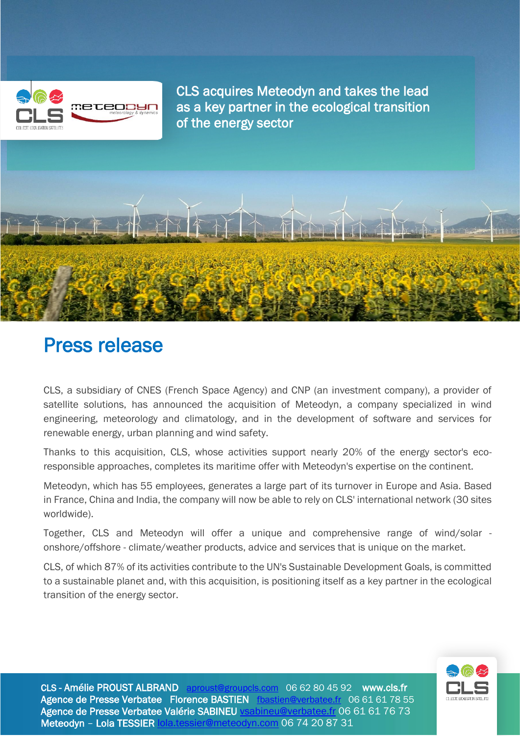# CLS acquires Meteodyn and takes the lead as a key partner in the ecological transition of the energy sector

## Press release

CLS, a subsidiary of CNES (French Space Agency) and CNP (an investment company), a provider of satellite solutions, has announced the acquisition of Meteodyn, a company specialized in wind engineering, meteorology and climatology, and in the development of software and services for renewable energy, urban planning and wind safety.

Thanks to this acquisition, CLS, whose activities support nearly 20% of the energy sector's eco-responsible approaches, completes its maritime offer with Meteodyn's expertise on the continent.

Meteodyn, which has 55 employees, generates a large part of its turnover in Europe and Asia. Based in France, China and India, the company will now be able to rely on CLS' international network (30 sites worldwide).

Together, CLS and Meteodyn will offer a unique and comprehensive range of wind/solar - onshore/offshore - climate/weather products, advice and services that is unique on the market.

CLS, of which 87% of its activities contribute to the UN's Sustainable Development Goals, is committed to a sustainable planet and, with this acquisition, is positioning itself as a key partner in the ecological transition of the energy sector.

**CLS - Amélie PROUST ALBRAND** aproust@groupcls.com 06 62 80 45 92 **www.cls.fr**
**Agence de Presse Verbatee Florence BASTIEN** fbastien@verbatee.fr 06 61 61 78 55
**Agence de Presse Verbatee Valérie SABINEU** vsabineu@verbatee.fr 06 61 61 76 73
**Meteodyn – Lola TESSIER** lola.tessier@meteodyn.com 06 74 20 87 31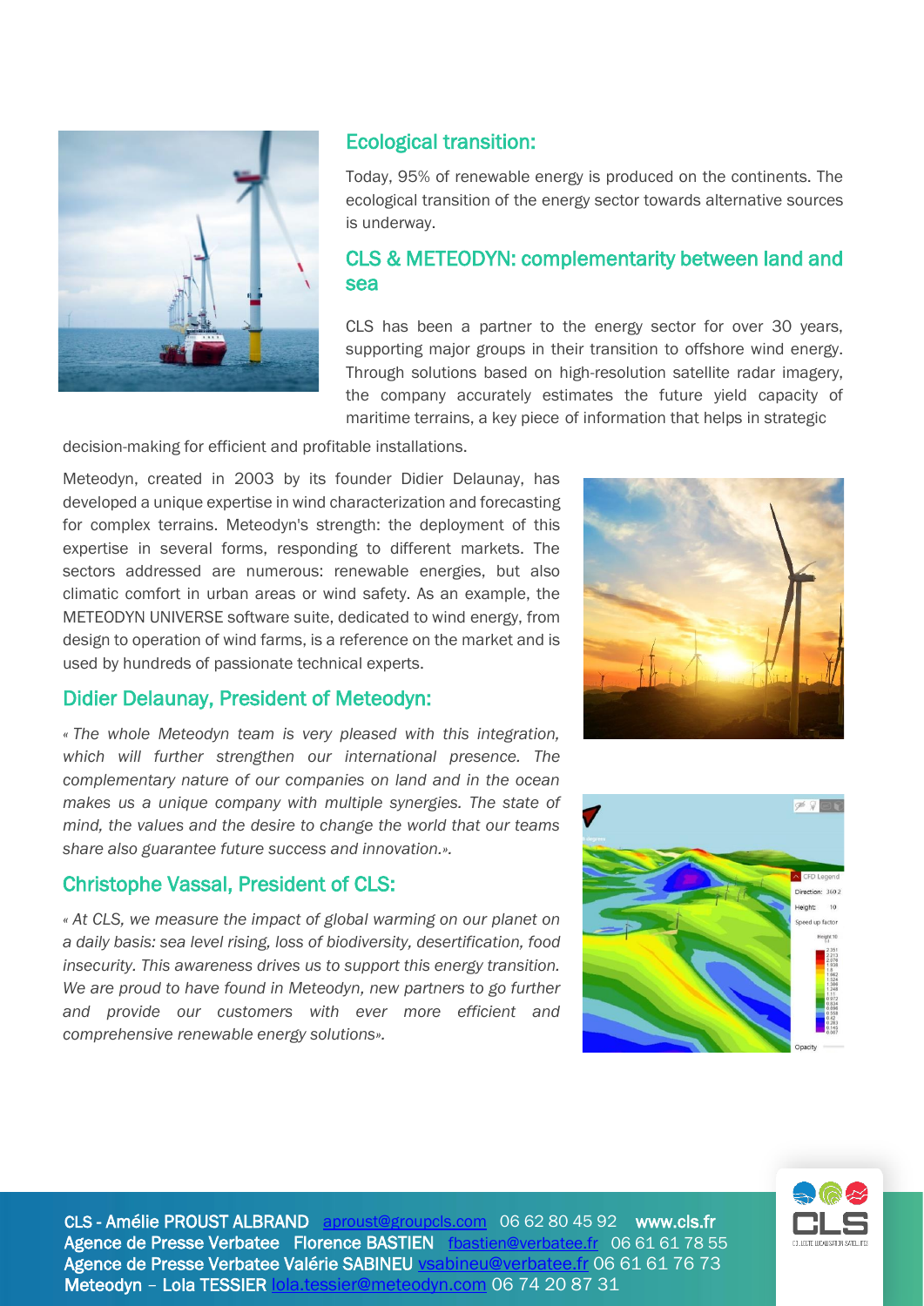## Ecological transition:

Today, 95% of renewable energy is produced on the continents. The ecological transition of the energy sector towards alternative sources is underway.

## CLS & METEODYN: complementarity between land and sea

CLS has been a partner to the energy sector for over 30 years, supporting major groups in their transition to offshore wind energy. Through solutions based on high-resolution satellite radar imagery, the company accurately estimates the future yield capacity of maritime terrains, a key piece of information that helps in strategic decision-making for efficient and profitable installations.

Meteodyn, created in 2003 by its founder Didier Delaunay, has developed a unique expertise in wind characterization and forecasting for complex terrains. Meteodyn's strength: the deployment of this expertise in several forms, responding to different markets. The sectors addressed are numerous: renewable energies, but also climatic comfort in urban areas or wind safety. As an example, the METEODYN UNIVERSE software suite, dedicated to wind energy, from design to operation of wind farms, is a reference on the market and is used by hundreds of passionate technical experts.

## Didier Delaunay, President of Meteodyn:

*« The whole Meteodyn team is very pleased with this integration, which will further strengthen our international presence. The complementary nature of our companies on land and in the ocean makes us a unique company with multiple synergies. The state of mind, the values and the desire to change the world that our teams share also guarantee future success and innovation.».*

## Christophe Vassal, President of CLS:

*« At CLS, we measure the impact of global warming on our planet on a daily basis: sea level rising, loss of biodiversity, desertification, food insecurity. This awareness drives us to support this energy transition. We are proud to have found in Meteodyn, new partners to go further and provide our customers with ever more efficient and comprehensive renewable energy solutions».*

**CLS - Amélie PROUST ALBRAND** aproust@groupcls.com 06 62 80 45 92 **www.cls.fr**
**Agence de Presse Verbatee Florence BASTIEN** fbastien@verbatee.fr 06 61 61 78 55
**Agence de Presse Verbatee Valérie SABINEU** vsabineu@verbatee.fr 06 61 61 76 73
**Meteodyn – Lola TESSIER** lola.tessier@meteodyn.com 06 74 20 87 31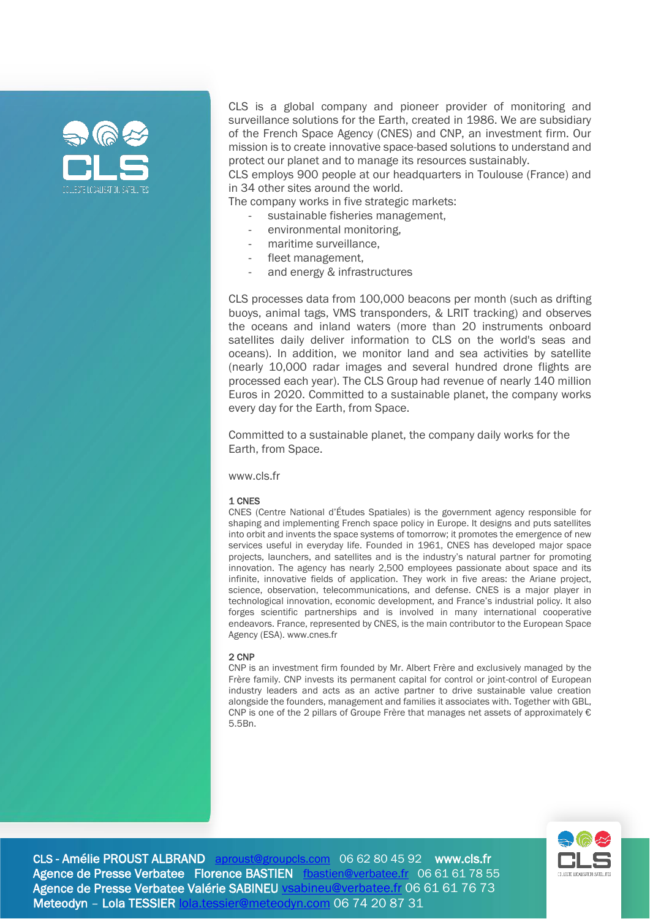CLS is a global company and pioneer provider of monitoring and surveillance solutions for the Earth, created in 1986. We are subsidiary of the French Space Agency (CNES) and CNP, an investment firm. Our mission is to create innovative space-based solutions to understand and protect our planet and to manage its resources sustainably.
CLS employs 900 people at our headquarters in Toulouse (France) and in 34 other sites around the world.
The company works in five strategic markets:

- sustainable fisheries management,
- environmental monitoring,
- maritime surveillance,
- fleet management,
- and energy & infrastructures

CLS processes data from 100,000 beacons per month (such as drifting buoys, animal tags, VMS transponders, & LRIT tracking) and observes the oceans and inland waters (more than 20 instruments onboard satellites daily deliver information to CLS on the world's seas and oceans). In addition, we monitor land and sea activities by satellite (nearly 10,000 radar images and several hundred drone flights are processed each year). The CLS Group had revenue of nearly 140 million Euros in 2020. Committed to a sustainable planet, the company works every day for the Earth, from Space.

Committed to a sustainable planet, the company daily works for the Earth, from Space.

www.cls.fr

**1 CNES**
CNES (Centre National d'Études Spatiales) is the government agency responsible for shaping and implementing French space policy in Europe. It designs and puts satellites into orbit and invents the space systems of tomorrow; it promotes the emergence of new services useful in everyday life. Founded in 1961, CNES has developed major space projects, launchers, and satellites and is the industry's natural partner for promoting innovation. The agency has nearly 2,500 employees passionate about space and its infinite, innovative fields of application. They work in five areas: the Ariane project, science, observation, telecommunications, and defense. CNES is a major player in technological innovation, economic development, and France's industrial policy. It also forges scientific partnerships and is involved in many international cooperative endeavors. France, represented by CNES, is the main contributor to the European Space Agency (ESA). www.cnes.fr

**2 CNP**
CNP is an investment firm founded by Mr. Albert Frère and exclusively managed by the Frère family. CNP invests its permanent capital for control or joint-control of European industry leaders and acts as an active partner to drive sustainable value creation alongside the founders, management and families it associates with. Together with GBL, CNP is one of the 2 pillars of Groupe Frère that manages net assets of approximately € 5.5Bn.

**CLS - Amélie PROUST ALBRAND** aproust@groupcls.com 06 62 80 45 92 **www.cls.fr**
**Agence de Presse Verbatee Florence BASTIEN** fbastien@verbatee.fr 06 61 61 78 55
**Agence de Presse Verbatee Valérie SABINEU** vsabineu@verbatee.fr 06 61 61 76 73
**Meteodyn – Lola TESSIER** lola.tessier@meteodyn.com 06 74 20 87 31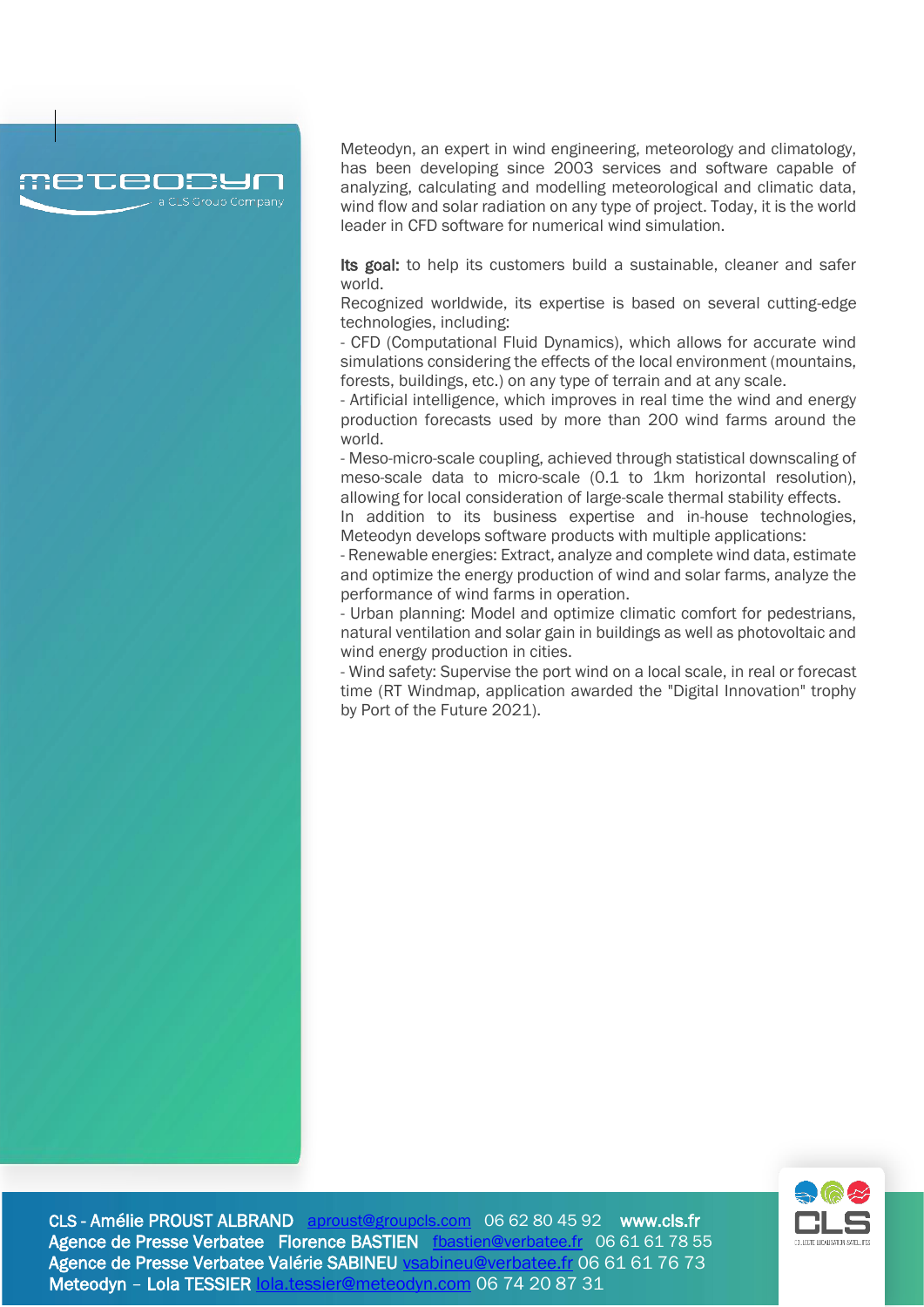meteodyn
a CLS Group Company

Meteodyn, an expert in wind engineering, meteorology and climatology, has been developing since 2003 services and software capable of analyzing, calculating and modelling meteorological and climatic data, wind flow and solar radiation on any type of project. Today, it is the world leader in CFD software for numerical wind simulation.

**Its goal:** to help its customers build a sustainable, cleaner and safer world.

Recognized worldwide, its expertise is based on several cutting-edge technologies, including:

- CFD (Computational Fluid Dynamics), which allows for accurate wind simulations considering the effects of the local environment (mountains, forests, buildings, etc.) on any type of terrain and at any scale.
- Artificial intelligence, which improves in real time the wind and energy production forecasts used by more than 200 wind farms around the world.
- Meso-micro-scale coupling, achieved through statistical downscaling of meso-scale data to micro-scale (0.1 to 1km horizontal resolution), allowing for local consideration of large-scale thermal stability effects.

In addition to its business expertise and in-house technologies, Meteodyn develops software products with multiple applications:

- Renewable energies: Extract, analyze and complete wind data, estimate and optimize the energy production of wind and solar farms, analyze the performance of wind farms in operation.
- Urban planning: Model and optimize climatic comfort for pedestrians, natural ventilation and solar gain in buildings as well as photovoltaic and wind energy production in cities.
- Wind safety: Supervise the port wind on a local scale, in real or forecast time (RT Windmap, application awarded the "Digital Innovation" trophy by Port of the Future 2021).

**CLS - Amélie PROUST ALBRAND** aproust@groupcls.com 06 62 80 45 92 **www.cls.fr**
**Agence de Presse Verbatee Florence BASTIEN** fbastien@verbatee.fr 06 61 61 78 55
**Agence de Presse Verbatee Valérie SABINEU** vsabineu@verbatee.fr 06 61 61 76 73
**Meteodyn – Lola TESSIER** lola.tessier@meteodyn.com 06 74 20 87 31